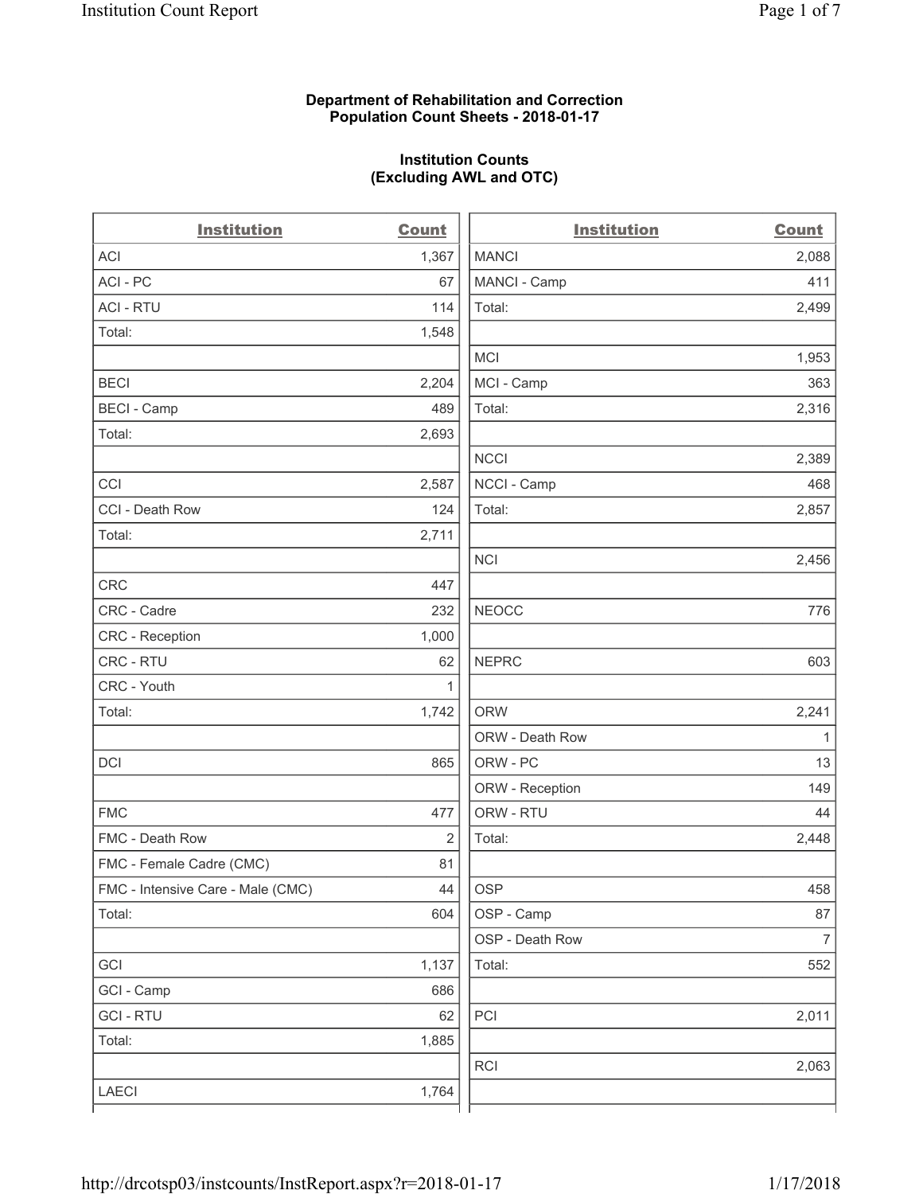**Department of Rehabilitation and Correction**
**Population Count Sheets - 2018-01-17**

**Institution Counts**
**(Excluding AWL and OTC)**

| Institution | Count |
|---|---|
| ACI | 1,367 |
| ACI - PC | 67 |
| ACI - RTU | 114 |
| Total: | 1,548 |
| | |
| BECI | 2,204 |
| BECI - Camp | 489 |
| Total: | 2,693 |
| | |
| CCI | 2,587 |
| CCI - Death Row | 124 |
| Total: | 2,711 |
| | |
| CRC | 447 |
| CRC - Cadre | 232 |
| CRC - Reception | 1,000 |
| CRC - RTU | 62 |
| CRC - Youth | 1 |
| Total: | 1,742 |
| | |
| DCI | 865 |
| | |
| FMC | 477 |
| FMC - Death Row | 2 |
| FMC - Female Cadre (CMC) | 81 |
| FMC - Intensive Care - Male (CMC) | 44 |
| Total: | 604 |
| | |
| GCI | 1,137 |
| GCI - Camp | 686 |
| GCI - RTU | 62 |
| Total: | 1,885 |
| | |
| LAECI | 1,764 |
| MANCI | 2,088 |
| MANCI - Camp | 411 |
| Total: | 2,499 |
| | |
| MCI | 1,953 |
| MCI - Camp | 363 |
| Total: | 2,316 |
| | |
| NCCI | 2,389 |
| NCCI - Camp | 468 |
| Total: | 2,857 |
| | |
| NCI | 2,456 |
| | |
| NEOCC | 776 |
| | |
| NEPRC | 603 |
| | |
| ORW | 2,241 |
| ORW - Death Row | 1 |
| ORW - PC | 13 |
| ORW - Reception | 149 |
| ORW - RTU | 44 |
| Total: | 2,448 |
| | |
| OSP | 458 |
| OSP - Camp | 87 |
| OSP - Death Row | 7 |
| Total: | 552 |
| | |
| PCI | 2,011 |
| | |
| RCI | 2,063 |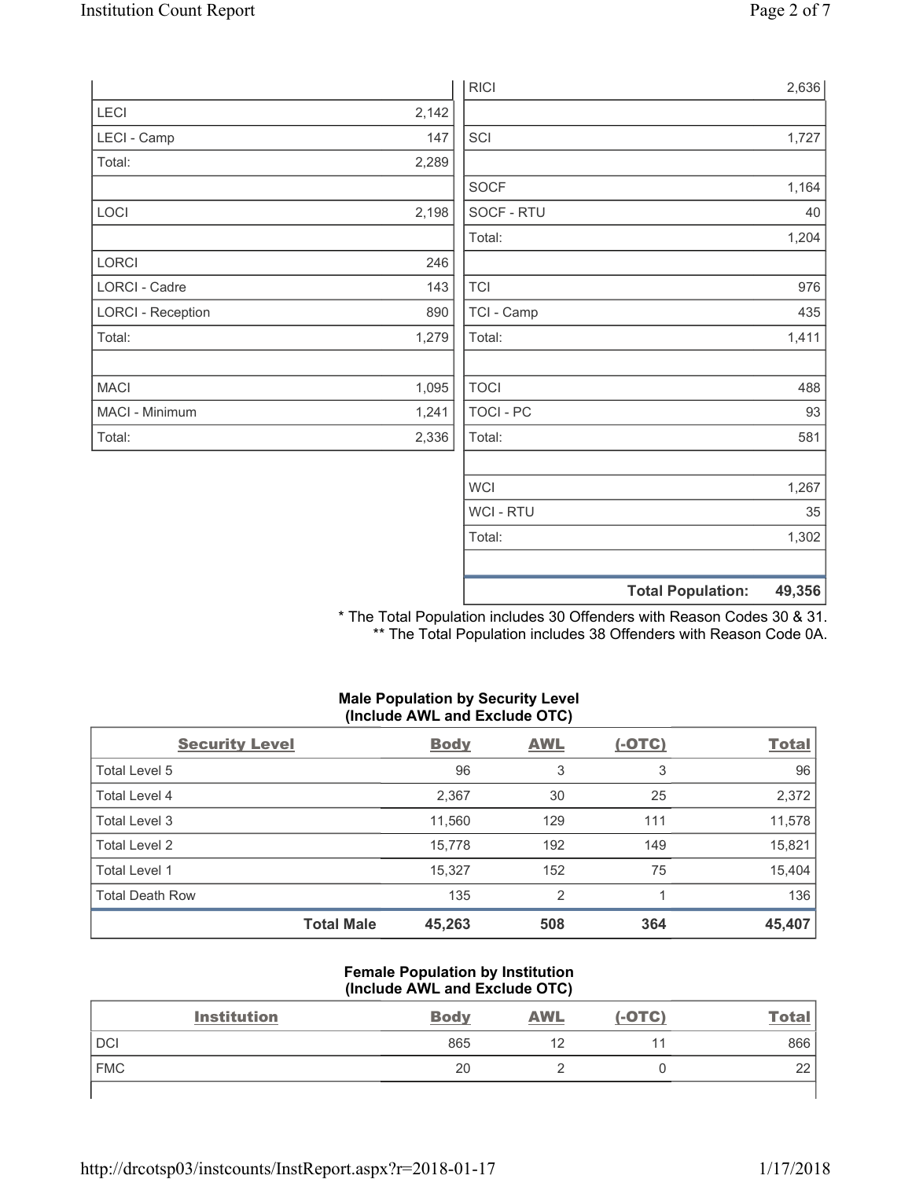| | |
|---|---|
| LECI | 2,142 |
| LECI - Camp | 147 |
| Total: | 2,289 |
| | |
| LOCI | 2,198 |
| | |
| LORCI | 246 |
| LORCI - Cadre | 143 |
| LORCI - Reception | 890 |
| Total: | 1,279 |
| | |
| MACI | 1,095 |
| MACI - Minimum | 1,241 |
| Total: | 2,336 |

| | |
|---|---|
| RICI | 2,636 |
| | |
| SCI | 1,727 |
| | |
| SOCF | 1,164 |
| SOCF - RTU | 40 |
| Total: | 1,204 |
| | |
| TCI | 976 |
| TCI - Camp | 435 |
| Total: | 1,411 |
| | |
| TOCI | 488 |
| TOCI - PC | 93 |
| Total: | 581 |
| | |
| WCI | 1,267 |
| WCI - RTU | 35 |
| Total: | 1,302 |
| | |
| **Total Population:** | **49,356** |

* The Total Population includes 30 Offenders with Reason Codes 30 & 31.
** The Total Population includes 38 Offenders with Reason Code 0A.

**Male Population by Security Level (Include AWL and Exclude OTC)**

| Security Level | Body | AWL | (-OTC) | Total |
|---|---|---|---|---|
| Total Level 5 | 96 | 3 | 3 | 96 |
| Total Level 4 | 2,367 | 30 | 25 | 2,372 |
| Total Level 3 | 11,560 | 129 | 111 | 11,578 |
| Total Level 2 | 15,778 | 192 | 149 | 15,821 |
| Total Level 1 | 15,327 | 152 | 75 | 15,404 |
| Total Death Row | 135 | 2 | 1 | 136 |
| **Total Male** | **45,263** | **508** | **364** | **45,407** |

**Female Population by Institution (Include AWL and Exclude OTC)**

| Institution | Body | AWL | (-OTC) | Total |
|---|---|---|---|---|
| DCI | 865 | 12 | 11 | 866 |
| FMC | 20 | 2 | 0 | 22 |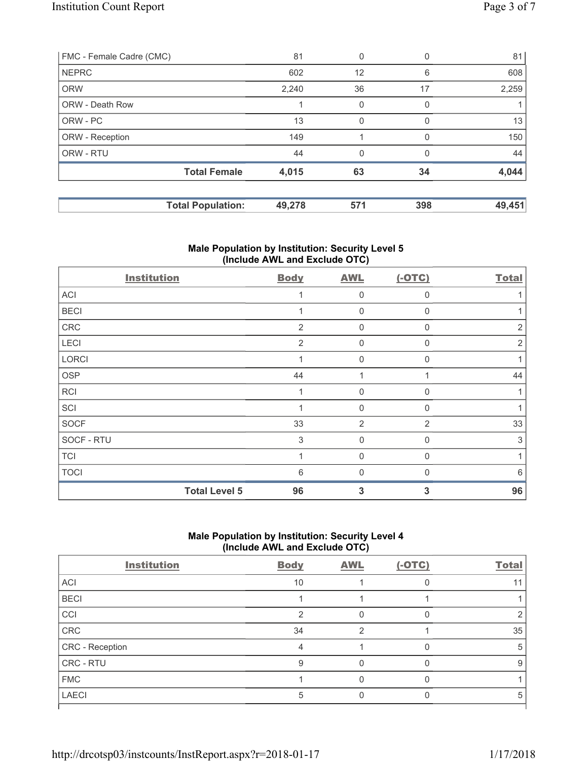| | | | | |
|---|---|---|---|---|
| FMC - Female Cadre (CMC) | 81 | 0 | 0 | 81 |
| NEPRC | 602 | 12 | 6 | 608 |
| ORW | 2,240 | 36 | 17 | 2,259 |
| ORW - Death Row | 1 | 0 | 0 | 1 |
| ORW - PC | 13 | 0 | 0 | 13 |
| ORW - Reception | 149 | 1 | 0 | 150 |
| ORW - RTU | 44 | 0 | 0 | 44 |
| **Total Female** | **4,015** | **63** | **34** | **4,044** |

| | | | | |
|---|---|---|---|---|
| **Total Population:** | **49,278** | **571** | **398** | **49,451** |

### Male Population by Institution: Security Level 5 (Include AWL and Exclude OTC)

| Institution | Body | AWL | (-OTC) | Total |
|---|---|---|---|---|
| ACI | 1 | 0 | 0 | 1 |
| BECI | 1 | 0 | 0 | 1 |
| CRC | 2 | 0 | 0 | 2 |
| LECI | 2 | 0 | 0 | 2 |
| LORCI | 1 | 0 | 0 | 1 |
| OSP | 44 | 1 | 1 | 44 |
| RCI | 1 | 0 | 0 | 1 |
| SCI | 1 | 0 | 0 | 1 |
| SOCF | 33 | 2 | 2 | 33 |
| SOCF - RTU | 3 | 0 | 0 | 3 |
| TCI | 1 | 0 | 0 | 1 |
| TOCI | 6 | 0 | 0 | 6 |
| **Total Level 5** | **96** | **3** | **3** | **96** |

### Male Population by Institution: Security Level 4 (Include AWL and Exclude OTC)

| Institution | Body | AWL | (-OTC) | Total |
|---|---|---|---|---|
| ACI | 10 | 1 | 0 | 11 |
| BECI | 1 | 1 | 1 | 1 |
| CCI | 2 | 0 | 0 | 2 |
| CRC | 34 | 2 | 1 | 35 |
| CRC - Reception | 4 | 1 | 0 | 5 |
| CRC - RTU | 9 | 0 | 0 | 9 |
| FMC | 1 | 0 | 0 | 1 |
| LAECI | 5 | 0 | 0 | 5 |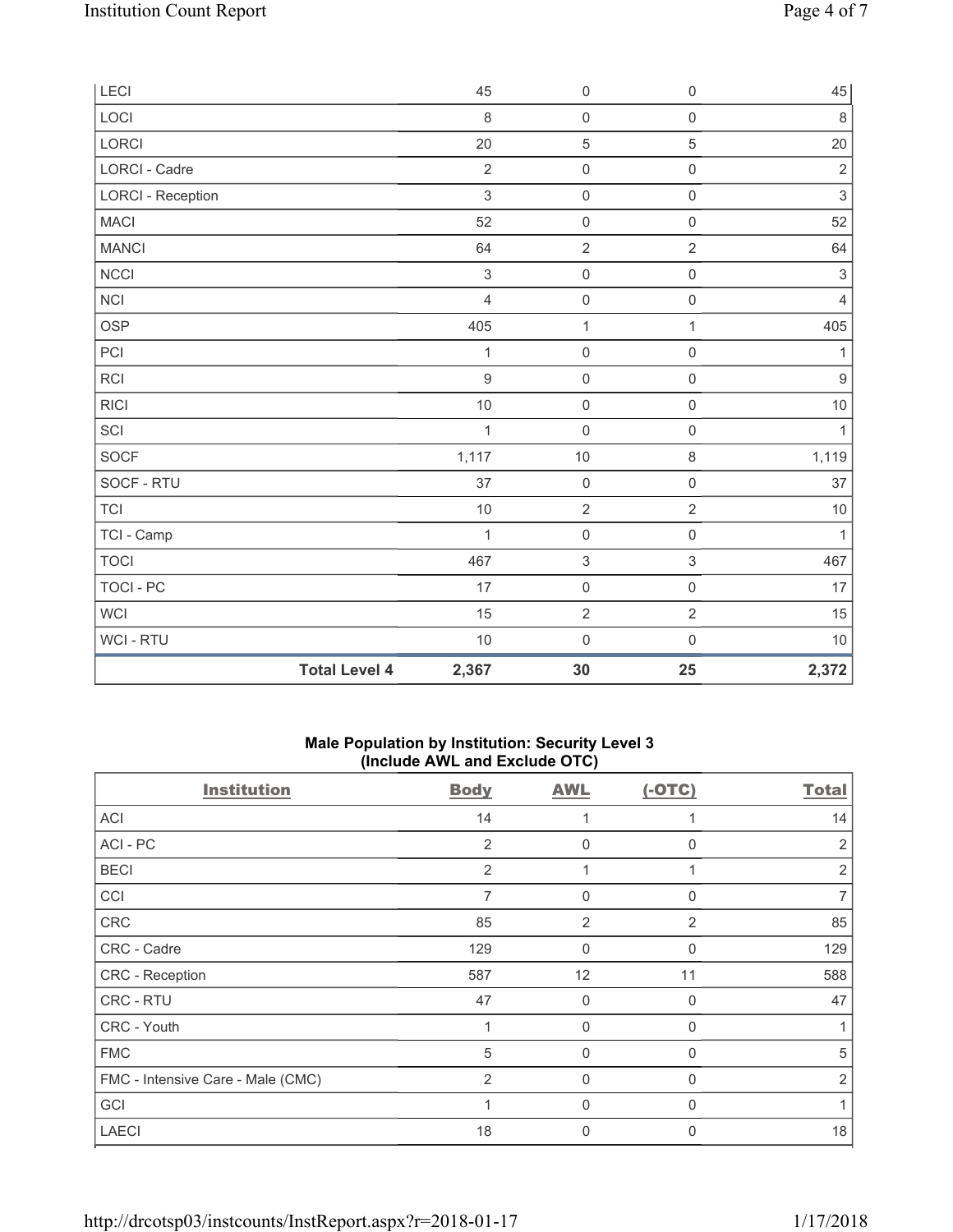| | | | | |
|---|---|---|---|---|
| LECI | 45 | 0 | 0 | 45 |
| LOCI | 8 | 0 | 0 | 8 |
| LORCI | 20 | 5 | 5 | 20 |
| LORCI - Cadre | 2 | 0 | 0 | 2 |
| LORCI - Reception | 3 | 0 | 0 | 3 |
| MACI | 52 | 0 | 0 | 52 |
| MANCI | 64 | 2 | 2 | 64 |
| NCCI | 3 | 0 | 0 | 3 |
| NCI | 4 | 0 | 0 | 4 |
| OSP | 405 | 1 | 1 | 405 |
| PCI | 1 | 0 | 0 | 1 |
| RCI | 9 | 0 | 0 | 9 |
| RICI | 10 | 0 | 0 | 10 |
| SCI | 1 | 0 | 0 | 1 |
| SOCF | 1,117 | 10 | 8 | 1,119 |
| SOCF - RTU | 37 | 0 | 0 | 37 |
| TCI | 10 | 2 | 2 | 10 |
| TCI - Camp | 1 | 0 | 0 | 1 |
| TOCI | 467 | 3 | 3 | 467 |
| TOCI - PC | 17 | 0 | 0 | 17 |
| WCI | 15 | 2 | 2 | 15 |
| WCI - RTU | 10 | 0 | 0 | 10 |
| **Total Level 4** | **2,367** | **30** | **25** | **2,372** |

**Male Population by Institution: Security Level 3**
**(Include AWL and Exclude OTC)**

| Institution | Body | AWL | (-OTC) | Total |
|---|---|---|---|---|
| ACI | 14 | 1 | 1 | 14 |
| ACI - PC | 2 | 0 | 0 | 2 |
| BECI | 2 | 1 | 1 | 2 |
| CCI | 7 | 0 | 0 | 7 |
| CRC | 85 | 2 | 2 | 85 |
| CRC - Cadre | 129 | 0 | 0 | 129 |
| CRC - Reception | 587 | 12 | 11 | 588 |
| CRC - RTU | 47 | 0 | 0 | 47 |
| CRC - Youth | 1 | 0 | 0 | 1 |
| FMC | 5 | 0 | 0 | 5 |
| FMC - Intensive Care - Male (CMC) | 2 | 0 | 0 | 2 |
| GCI | 1 | 0 | 0 | 1 |
| LAECI | 18 | 0 | 0 | 18 |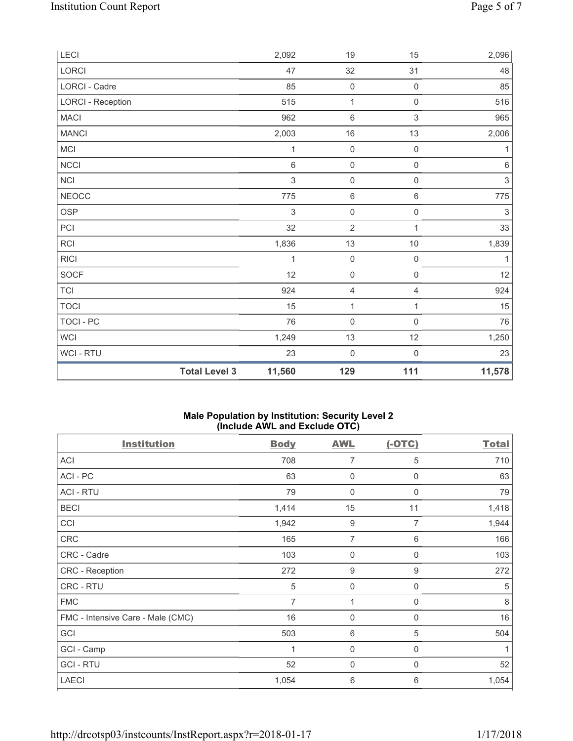| | | | | |
|---|---|---|---|---|
| LECI | 2,092 | 19 | 15 | 2,096 |
| LORCI | 47 | 32 | 31 | 48 |
| LORCI - Cadre | 85 | 0 | 0 | 85 |
| LORCI - Reception | 515 | 1 | 0 | 516 |
| MACI | 962 | 6 | 3 | 965 |
| MANCI | 2,003 | 16 | 13 | 2,006 |
| MCI | 1 | 0 | 0 | 1 |
| NCCI | 6 | 0 | 0 | 6 |
| NCI | 3 | 0 | 0 | 3 |
| NEOCC | 775 | 6 | 6 | 775 |
| OSP | 3 | 0 | 0 | 3 |
| PCI | 32 | 2 | 1 | 33 |
| RCI | 1,836 | 13 | 10 | 1,839 |
| RICI | 1 | 0 | 0 | 1 |
| SOCF | 12 | 0 | 0 | 12 |
| TCI | 924 | 4 | 4 | 924 |
| TOCI | 15 | 1 | 1 | 15 |
| TOCI - PC | 76 | 0 | 0 | 76 |
| WCI | 1,249 | 13 | 12 | 1,250 |
| WCI - RTU | 23 | 0 | 0 | 23 |
| **Total Level 3** | **11,560** | **129** | **111** | **11,578** |

**Male Population by Institution: Security Level 2**
**(Include AWL and Exclude OTC)**

| Institution | Body | AWL | (-OTC) | Total |
|---|---|---|---|---|
| ACI | 708 | 7 | 5 | 710 |
| ACI - PC | 63 | 0 | 0 | 63 |
| ACI - RTU | 79 | 0 | 0 | 79 |
| BECI | 1,414 | 15 | 11 | 1,418 |
| CCI | 1,942 | 9 | 7 | 1,944 |
| CRC | 165 | 7 | 6 | 166 |
| CRC - Cadre | 103 | 0 | 0 | 103 |
| CRC - Reception | 272 | 9 | 9 | 272 |
| CRC - RTU | 5 | 0 | 0 | 5 |
| FMC | 7 | 1 | 0 | 8 |
| FMC - Intensive Care - Male (CMC) | 16 | 0 | 0 | 16 |
| GCI | 503 | 6 | 5 | 504 |
| GCI - Camp | 1 | 0 | 0 | 1 |
| GCI - RTU | 52 | 0 | 0 | 52 |
| LAECI | 1,054 | 6 | 6 | 1,054 |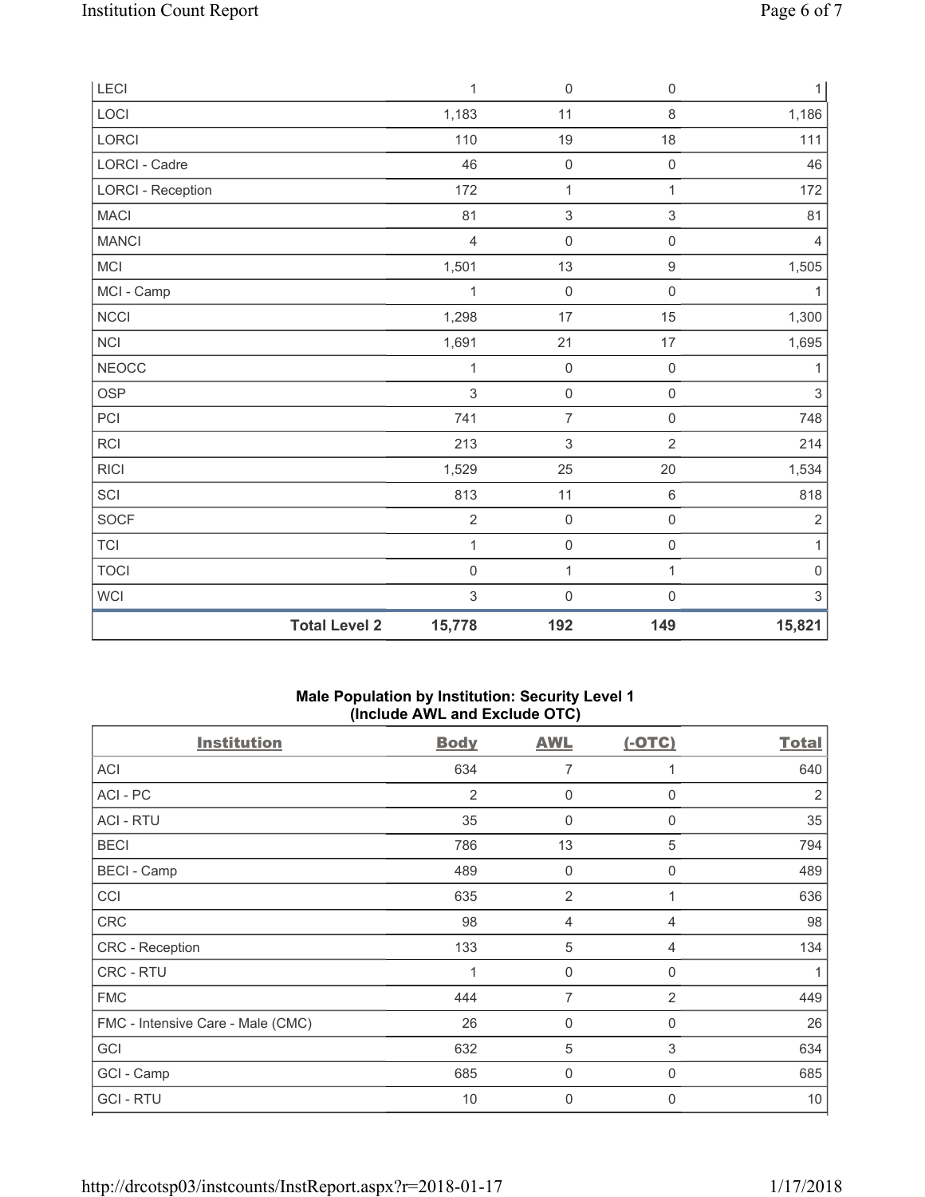| | | | | |
|---|---|---|---|---|
| LECI | 1 | 0 | 0 | 1 |
| LOCI | 1,183 | 11 | 8 | 1,186 |
| LORCI | 110 | 19 | 18 | 111 |
| LORCI - Cadre | 46 | 0 | 0 | 46 |
| LORCI - Reception | 172 | 1 | 1 | 172 |
| MACI | 81 | 3 | 3 | 81 |
| MANCI | 4 | 0 | 0 | 4 |
| MCI | 1,501 | 13 | 9 | 1,505 |
| MCI - Camp | 1 | 0 | 0 | 1 |
| NCCI | 1,298 | 17 | 15 | 1,300 |
| NCI | 1,691 | 21 | 17 | 1,695 |
| NEOCC | 1 | 0 | 0 | 1 |
| OSP | 3 | 0 | 0 | 3 |
| PCI | 741 | 7 | 0 | 748 |
| RCI | 213 | 3 | 2 | 214 |
| RICI | 1,529 | 25 | 20 | 1,534 |
| SCI | 813 | 11 | 6 | 818 |
| SOCF | 2 | 0 | 0 | 2 |
| TCI | 1 | 0 | 0 | 1 |
| TOCI | 0 | 1 | 1 | 0 |
| WCI | 3 | 0 | 0 | 3 |
| **Total Level 2** | **15,778** | **192** | **149** | **15,821** |

**Male Population by Institution: Security Level 1**
**(Include AWL and Exclude OTC)**

| Institution | Body | AWL | (-OTC) | Total |
|---|---|---|---|---|
| ACI | 634 | 7 | 1 | 640 |
| ACI - PC | 2 | 0 | 0 | 2 |
| ACI - RTU | 35 | 0 | 0 | 35 |
| BECI | 786 | 13 | 5 | 794 |
| BECI - Camp | 489 | 0 | 0 | 489 |
| CCI | 635 | 2 | 1 | 636 |
| CRC | 98 | 4 | 4 | 98 |
| CRC - Reception | 133 | 5 | 4 | 134 |
| CRC - RTU | 1 | 0 | 0 | 1 |
| FMC | 444 | 7 | 2 | 449 |
| FMC - Intensive Care - Male (CMC) | 26 | 0 | 0 | 26 |
| GCI | 632 | 5 | 3 | 634 |
| GCI - Camp | 685 | 0 | 0 | 685 |
| GCI - RTU | 10 | 0 | 0 | 10 |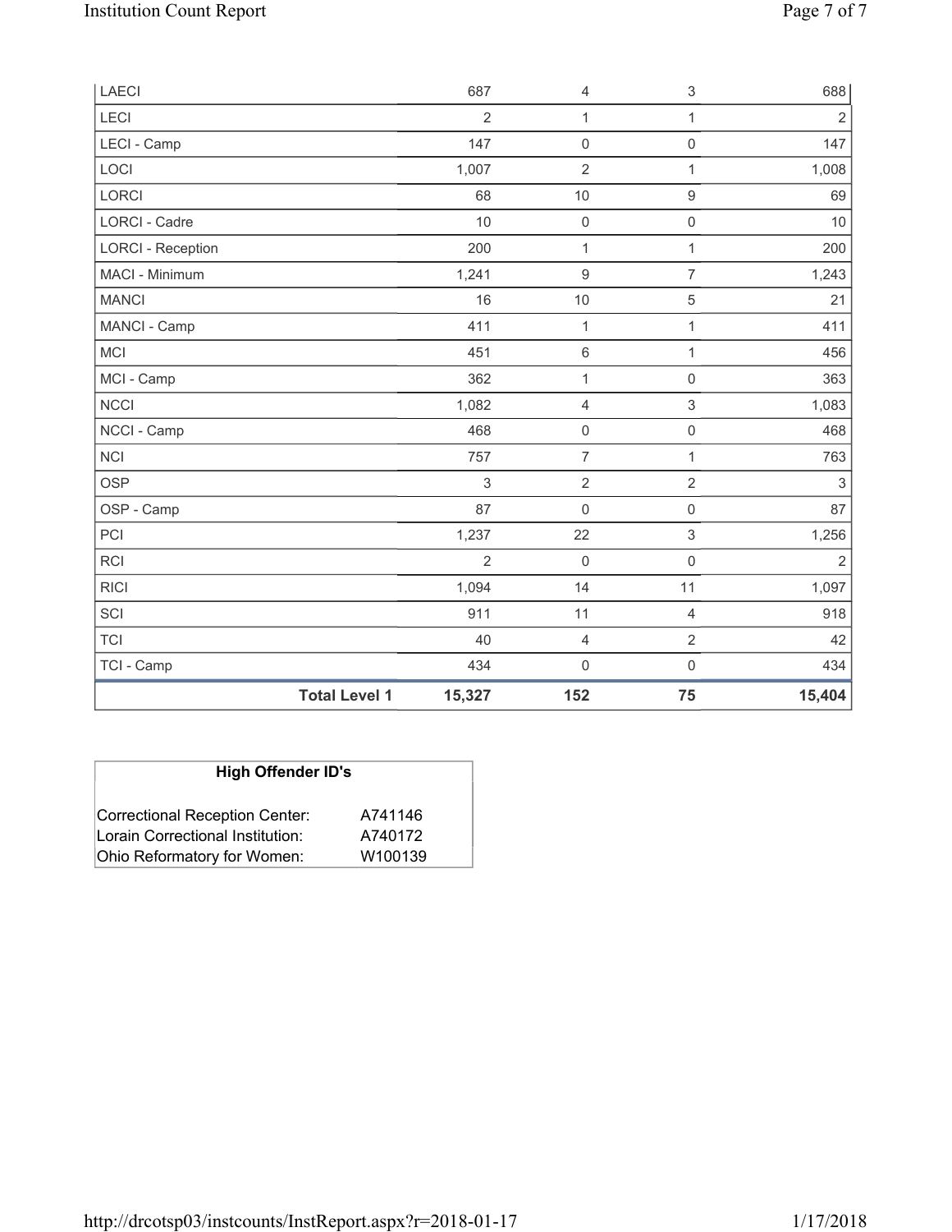| | | | | |
|---|---|---|---|---|
| LAECI | 687 | 4 | 3 | 688 |
| LECI | 2 | 1 | 1 | 2 |
| LECI - Camp | 147 | 0 | 0 | 147 |
| LOCI | 1,007 | 2 | 1 | 1,008 |
| LORCI | 68 | 10 | 9 | 69 |
| LORCI - Cadre | 10 | 0 | 0 | 10 |
| LORCI - Reception | 200 | 1 | 1 | 200 |
| MACI - Minimum | 1,241 | 9 | 7 | 1,243 |
| MANCI | 16 | 10 | 5 | 21 |
| MANCI - Camp | 411 | 1 | 1 | 411 |
| MCI | 451 | 6 | 1 | 456 |
| MCI - Camp | 362 | 1 | 0 | 363 |
| NCCI | 1,082 | 4 | 3 | 1,083 |
| NCCI - Camp | 468 | 0 | 0 | 468 |
| NCI | 757 | 7 | 1 | 763 |
| OSP | 3 | 2 | 2 | 3 |
| OSP - Camp | 87 | 0 | 0 | 87 |
| PCI | 1,237 | 22 | 3 | 1,256 |
| RCI | 2 | 0 | 0 | 2 |
| RICI | 1,094 | 14 | 11 | 1,097 |
| SCI | 911 | 11 | 4 | 918 |
| TCI | 40 | 4 | 2 | 42 |
| TCI - Camp | 434 | 0 | 0 | 434 |
| **Total Level 1** | **15,327** | **152** | **75** | **15,404** |

| High Offender ID's | |
|---|---|
| Correctional Reception Center: | A741146 |
| Lorain Correctional Institution: | A740172 |
| Ohio Reformatory for Women: | W100139 |